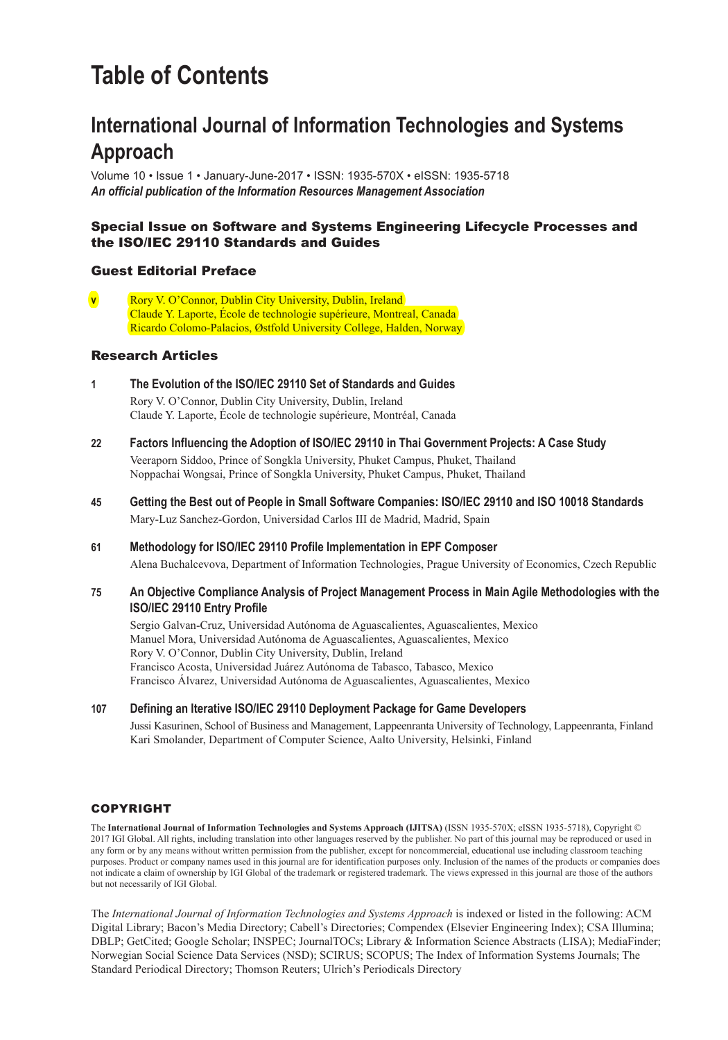# Table of Contents

## International Journal of Information Technologies and Systems Approach

Volume 10 • Issue 1 • January-June-2017 • ISSN: 1935-570X • eISSN: 1935-5718
***An official publication of the Information Resources Management Association***

### Special Issue on Software and Systems Engineering Lifecycle Processes and the ISO/IEC 29110 Standards and Guides

### Guest Editorial Preface

**v** Rory V. O'Connor, Dublin City University, Dublin, Ireland
Claude Y. Laporte, École de technologie supérieure, Montreal, Canada
Ricardo Colomo-Palacios, Østfold University College, Halden, Norway

### Research Articles

**1** **The Evolution of the ISO/IEC 29110 Set of Standards and Guides**
Rory V. O'Connor, Dublin City University, Dublin, Ireland
Claude Y. Laporte, École de technologie supérieure, Montréal, Canada

**22** **Factors Influencing the Adoption of ISO/IEC 29110 in Thai Government Projects: A Case Study**
Veeraporn Siddoo, Prince of Songkla University, Phuket Campus, Phuket, Thailand
Noppachai Wongsai, Prince of Songkla University, Phuket Campus, Phuket, Thailand

**45** **Getting the Best out of People in Small Software Companies: ISO/IEC 29110 and ISO 10018 Standards**
Mary-Luz Sanchez-Gordon, Universidad Carlos III de Madrid, Madrid, Spain

**61** **Methodology for ISO/IEC 29110 Profile Implementation in EPF Composer**
Alena Buchalcevova, Department of Information Technologies, Prague University of Economics, Czech Republic

**75** **An Objective Compliance Analysis of Project Management Process in Main Agile Methodologies with the ISO/IEC 29110 Entry Profile**
Sergio Galvan-Cruz, Universidad Autónoma de Aguascalientes, Aguascalientes, Mexico
Manuel Mora, Universidad Autónoma de Aguascalientes, Aguascalientes, Mexico
Rory V. O'Connor, Dublin City University, Dublin, Ireland
Francisco Acosta, Universidad Juárez Autónoma de Tabasco, Tabasco, Mexico
Francisco Álvarez, Universidad Autónoma de Aguascalientes, Aguascalientes, Mexico

**107** **Defining an Iterative ISO/IEC 29110 Deployment Package for Game Developers**
Jussi Kasurinen, School of Business and Management, Lappeenranta University of Technology, Lappeenranta, Finland
Kari Smolander, Department of Computer Science, Aalto University, Helsinki, Finland

### COPYRIGHT

The **International Journal of Information Technologies and Systems Approach (IJITSA)** (ISSN 1935-570X; eISSN 1935-5718), Copyright © 2017 IGI Global. All rights, including translation into other languages reserved by the publisher. No part of this journal may be reproduced or used in any form or by any means without written permission from the publisher, except for noncommercial, educational use including classroom teaching purposes. Product or company names used in this journal are for identification purposes only. Inclusion of the names of the products or companies does not indicate a claim of ownership by IGI Global of the trademark or registered trademark. The views expressed in this journal are those of the authors but not necessarily of IGI Global.

The *International Journal of Information Technologies and Systems Approach* is indexed or listed in the following: ACM Digital Library; Bacon's Media Directory; Cabell's Directories; Compendex (Elsevier Engineering Index); CSA Illumina; DBLP; GetCited; Google Scholar; INSPEC; JournalTOCs; Library & Information Science Abstracts (LISA); MediaFinder; Norwegian Social Science Data Services (NSD); SCIRUS; SCOPUS; The Index of Information Systems Journals; The Standard Periodical Directory; Thomson Reuters; Ulrich's Periodicals Directory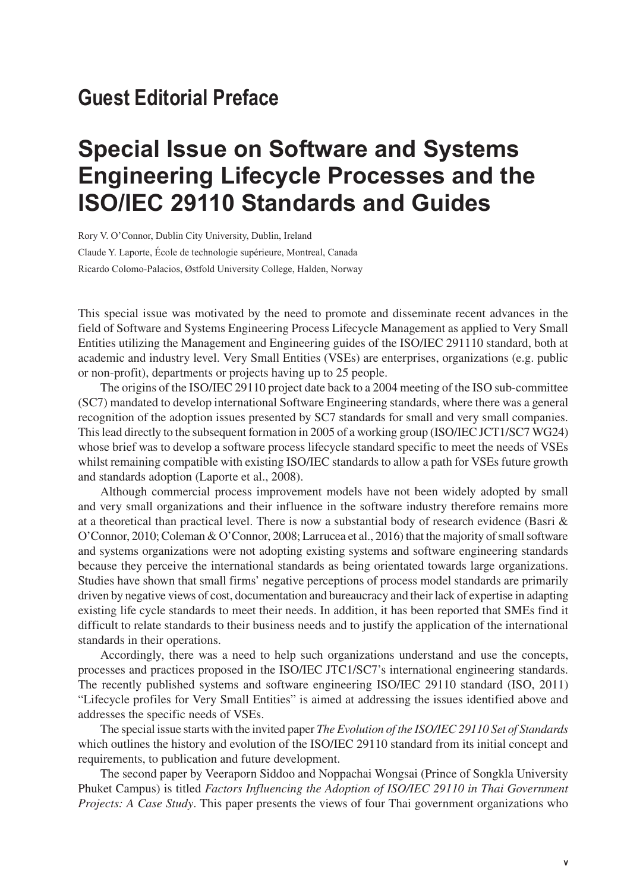## Guest Editorial Preface

# Special Issue on Software and Systems Engineering Lifecycle Processes and the ISO/IEC 29110 Standards and Guides

Rory V. O'Connor, Dublin City University, Dublin, Ireland

Claude Y. Laporte, École de technologie supérieure, Montreal, Canada

Ricardo Colomo-Palacios, Østfold University College, Halden, Norway

This special issue was motivated by the need to promote and disseminate recent advances in the field of Software and Systems Engineering Process Lifecycle Management as applied to Very Small Entities utilizing the Management and Engineering guides of the ISO/IEC 291110 standard, both at academic and industry level. Very Small Entities (VSEs) are enterprises, organizations (e.g. public or non-profit), departments or projects having up to 25 people.

The origins of the ISO/IEC 29110 project date back to a 2004 meeting of the ISO sub-committee (SC7) mandated to develop international Software Engineering standards, where there was a general recognition of the adoption issues presented by SC7 standards for small and very small companies. This lead directly to the subsequent formation in 2005 of a working group (ISO/IEC JCT1/SC7 WG24) whose brief was to develop a software process lifecycle standard specific to meet the needs of VSEs whilst remaining compatible with existing ISO/IEC standards to allow a path for VSEs future growth and standards adoption (Laporte et al., 2008).

Although commercial process improvement models have not been widely adopted by small and very small organizations and their influence in the software industry therefore remains more at a theoretical than practical level. There is now a substantial body of research evidence (Basri & O'Connor, 2010; Coleman & O'Connor, 2008; Larrucea et al., 2016) that the majority of small software and systems organizations were not adopting existing systems and software engineering standards because they perceive the international standards as being orientated towards large organizations. Studies have shown that small firms' negative perceptions of process model standards are primarily driven by negative views of cost, documentation and bureaucracy and their lack of expertise in adapting existing life cycle standards to meet their needs. In addition, it has been reported that SMEs find it difficult to relate standards to their business needs and to justify the application of the international standards in their operations.

Accordingly, there was a need to help such organizations understand and use the concepts, processes and practices proposed in the ISO/IEC JTC1/SC7's international engineering standards. The recently published systems and software engineering ISO/IEC 29110 standard (ISO, 2011) "Lifecycle profiles for Very Small Entities" is aimed at addressing the issues identified above and addresses the specific needs of VSEs.

The special issue starts with the invited paper *The Evolution of the ISO/IEC 29110 Set of Standards* which outlines the history and evolution of the ISO/IEC 29110 standard from its initial concept and requirements, to publication and future development.

The second paper by Veeraporn Siddoo and Noppachai Wongsai (Prince of Songkla University Phuket Campus) is titled *Factors Influencing the Adoption of ISO/IEC 29110 in Thai Government Projects: A Case Study*. This paper presents the views of four Thai government organizations who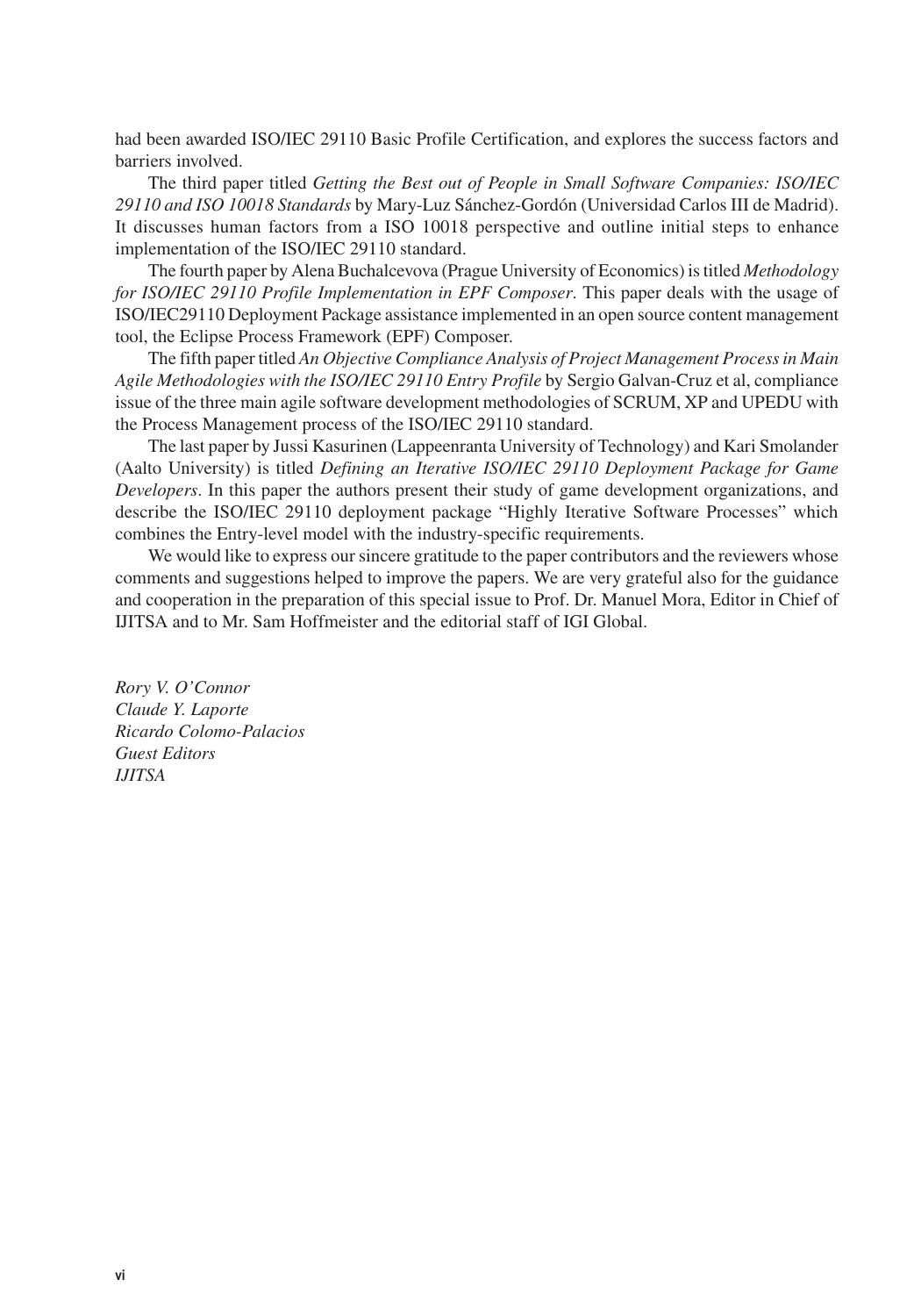had been awarded ISO/IEC 29110 Basic Profile Certification, and explores the success factors and barriers involved.

The third paper titled *Getting the Best out of People in Small Software Companies: ISO/IEC 29110 and ISO 10018 Standards* by Mary-Luz Sánchez-Gordón (Universidad Carlos III de Madrid). It discusses human factors from a ISO 10018 perspective and outline initial steps to enhance implementation of the ISO/IEC 29110 standard.

The fourth paper by Alena Buchalcevova (Prague University of Economics) is titled *Methodology for ISO/IEC 29110 Profile Implementation in EPF Composer*. This paper deals with the usage of ISO/IEC29110 Deployment Package assistance implemented in an open source content management tool, the Eclipse Process Framework (EPF) Composer.

The fifth paper titled *An Objective Compliance Analysis of Project Management Process in Main Agile Methodologies with the ISO/IEC 29110 Entry Profile* by Sergio Galvan-Cruz et al, compliance issue of the three main agile software development methodologies of SCRUM, XP and UPEDU with the Process Management process of the ISO/IEC 29110 standard.

The last paper by Jussi Kasurinen (Lappeenranta University of Technology) and Kari Smolander (Aalto University) is titled *Defining an Iterative ISO/IEC 29110 Deployment Package for Game Developers*. In this paper the authors present their study of game development organizations, and describe the ISO/IEC 29110 deployment package "Highly Iterative Software Processes" which combines the Entry-level model with the industry-specific requirements.

We would like to express our sincere gratitude to the paper contributors and the reviewers whose comments and suggestions helped to improve the papers. We are very grateful also for the guidance and cooperation in the preparation of this special issue to Prof. Dr. Manuel Mora, Editor in Chief of IJITSA and to Mr. Sam Hoffmeister and the editorial staff of IGI Global.

*Rory V. O'Connor*
*Claude Y. Laporte*
*Ricardo Colomo-Palacios*
*Guest Editors*
*IJITSA*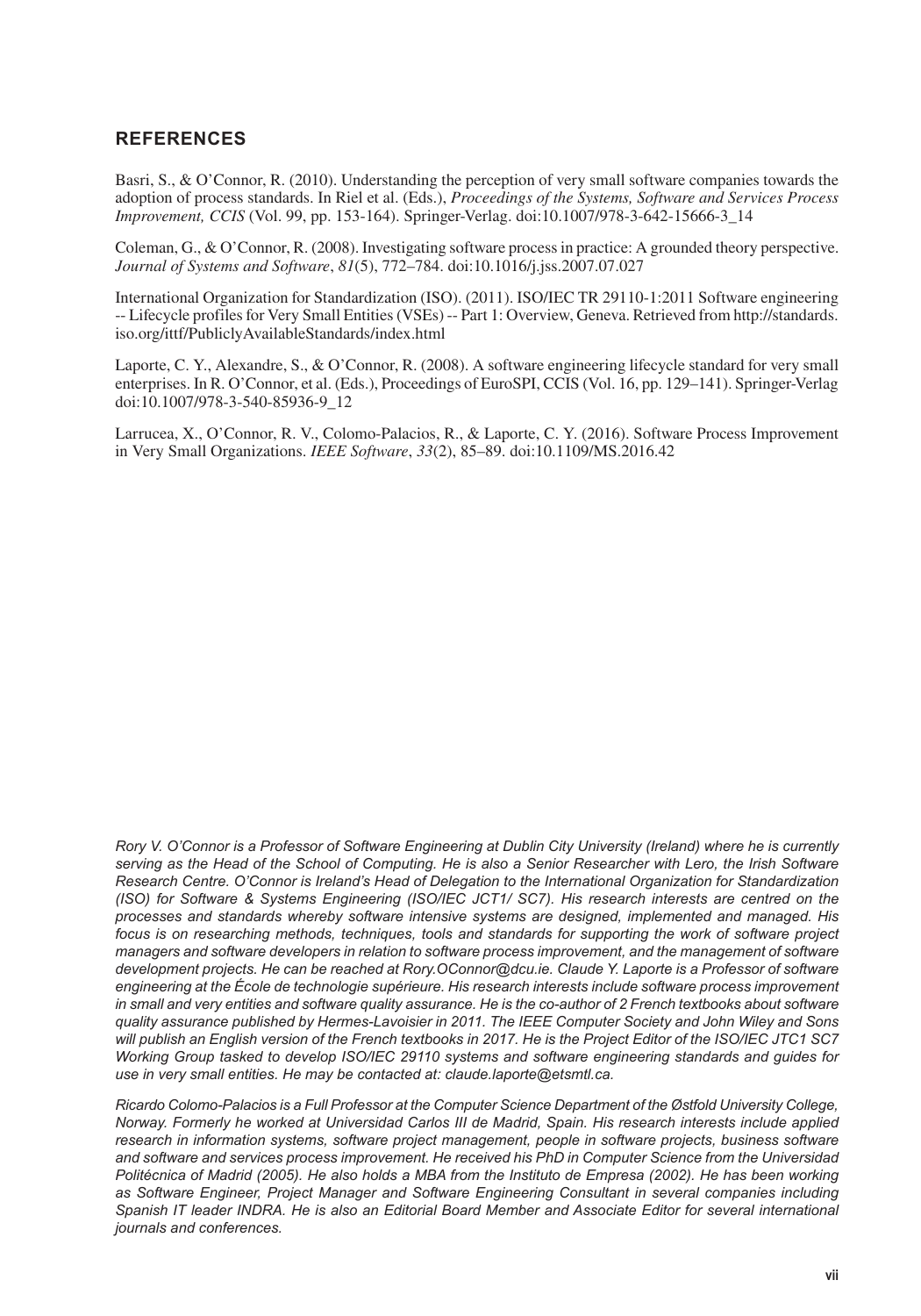## REFERENCES

Basri, S., & O'Connor, R. (2010). Understanding the perception of very small software companies towards the adoption of process standards. In Riel et al. (Eds.), *Proceedings of the Systems, Software and Services Process Improvement, CCIS* (Vol. 99, pp. 153-164). Springer-Verlag. doi:10.1007/978-3-642-15666-3_14

Coleman, G., & O'Connor, R. (2008). Investigating software process in practice: A grounded theory perspective. *Journal of Systems and Software*, *81*(5), 772–784. doi:10.1016/j.jss.2007.07.027

International Organization for Standardization (ISO). (2011). ISO/IEC TR 29110-1:2011 Software engineering -- Lifecycle profiles for Very Small Entities (VSEs) -- Part 1: Overview, Geneva. Retrieved from http://standards.iso.org/ittf/PubliclyAvailableStandards/index.html

Laporte, C. Y., Alexandre, S., & O'Connor, R. (2008). A software engineering lifecycle standard for very small enterprises. In R. O'Connor, et al. (Eds.), Proceedings of EuroSPI, CCIS (Vol. 16, pp. 129–141). Springer-Verlag doi:10.1007/978-3-540-85936-9_12

Larrucea, X., O'Connor, R. V., Colomo-Palacios, R., & Laporte, C. Y. (2016). Software Process Improvement in Very Small Organizations. *IEEE Software*, *33*(2), 85–89. doi:10.1109/MS.2016.42

*Rory V. O'Connor is a Professor of Software Engineering at Dublin City University (Ireland) where he is currently serving as the Head of the School of Computing. He is also a Senior Researcher with Lero, the Irish Software Research Centre. O'Connor is Ireland's Head of Delegation to the International Organization for Standardization (ISO) for Software & Systems Engineering (ISO/IEC JCT1/ SC7). His research interests are centred on the processes and standards whereby software intensive systems are designed, implemented and managed. His focus is on researching methods, techniques, tools and standards for supporting the work of software project managers and software developers in relation to software process improvement, and the management of software development projects. He can be reached at Rory.OConnor@dcu.ie. Claude Y. Laporte is a Professor of software engineering at the École de technologie supérieure. His research interests include software process improvement in small and very entities and software quality assurance. He is the co-author of 2 French textbooks about software quality assurance published by Hermes-Lavoisier in 2011. The IEEE Computer Society and John Wiley and Sons will publish an English version of the French textbooks in 2017. He is the Project Editor of the ISO/IEC JTC1 SC7 Working Group tasked to develop ISO/IEC 29110 systems and software engineering standards and guides for use in very small entities. He may be contacted at: claude.laporte@etsmtl.ca.*

*Ricardo Colomo-Palacios is a Full Professor at the Computer Science Department of the Østfold University College, Norway. Formerly he worked at Universidad Carlos III de Madrid, Spain. His research interests include applied research in information systems, software project management, people in software projects, business software and software and services process improvement. He received his PhD in Computer Science from the Universidad Politécnica of Madrid (2005). He also holds a MBA from the Instituto de Empresa (2002). He has been working as Software Engineer, Project Manager and Software Engineering Consultant in several companies including Spanish IT leader INDRA. He is also an Editorial Board Member and Associate Editor for several international journals and conferences.*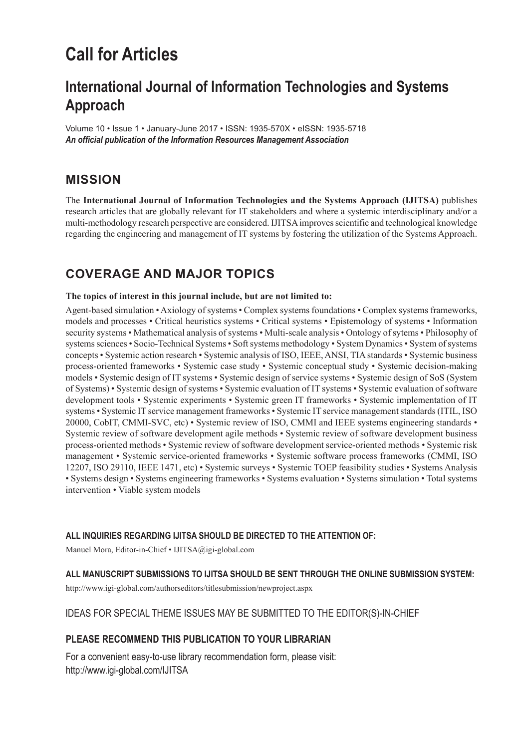# Call for Articles

## International Journal of Information Technologies and Systems Approach

Volume 10 • Issue 1 • January-June 2017 • ISSN: 1935-570X • eISSN: 1935-5718
***An official publication of the Information Resources Management Association***

## MISSION

The **International Journal of Information Technologies and the Systems Approach (IJITSA)** publishes research articles that are globally relevant for IT stakeholders and where a systemic interdisciplinary and/or a multi-methodology research perspective are considered. IJITSA improves scientific and technological knowledge regarding the engineering and management of IT systems by fostering the utilization of the Systems Approach.

## COVERAGE AND MAJOR TOPICS

**The topics of interest in this journal include, but are not limited to:**

Agent-based simulation • Axiology of systems • Complex systems foundations • Complex systems frameworks, models and processes • Critical heuristics systems • Critical systems • Epistemology of systems • Information security systems • Mathematical analysis of systems • Multi-scale analysis • Ontology of sytems • Philosophy of systems sciences • Socio-Technical Systems • Soft systems methodology • System Dynamics • System of systems concepts • Systemic action research • Systemic analysis of ISO, IEEE, ANSI, TIA standards • Systemic business process-oriented frameworks • Systemic case study • Systemic conceptual study • Systemic decision-making models • Systemic design of IT systems • Systemic design of service systems • Systemic design of SoS (System of Systems) • Systemic design of systems • Systemic evaluation of IT systems • Systemic evaluation of software development tools • Systemic experiments • Systemic green IT frameworks • Systemic implementation of IT systems • Systemic IT service management frameworks • Systemic IT service management standards (ITIL, ISO 20000, CobIT, CMMI-SVC, etc) • Systemic review of ISO, CMMI and IEEE systems engineering standards • Systemic review of software development agile methods • Systemic review of software development business process-oriented methods • Systemic review of software development service-oriented methods • Systemic risk management • Systemic service-oriented frameworks • Systemic software process frameworks (CMMI, ISO 12207, ISO 29110, IEEE 1471, etc) • Systemic surveys • Systemic TOEP feasibility studies • Systems Analysis • Systems design • Systems engineering frameworks • Systems evaluation • Systems simulation • Total systems intervention • Viable system models

#### ALL INQUIRIES REGARDING IJITSA SHOULD BE DIRECTED TO THE ATTENTION OF:

Manuel Mora, Editor-in-Chief • IJITSA@igi-global.com

#### ALL MANUSCRIPT SUBMISSIONS TO IJITSA SHOULD BE SENT THROUGH THE ONLINE SUBMISSION SYSTEM:

http://www.igi-global.com/authorseditors/titlesubmission/newproject.aspx

IDEAS FOR SPECIAL THEME ISSUES MAY BE SUBMITTED TO THE EDITOR(S)-IN-CHIEF

#### PLEASE RECOMMEND THIS PUBLICATION TO YOUR LIBRARIAN

For a convenient easy-to-use library recommendation form, please visit:
http://www.igi-global.com/IJITSA